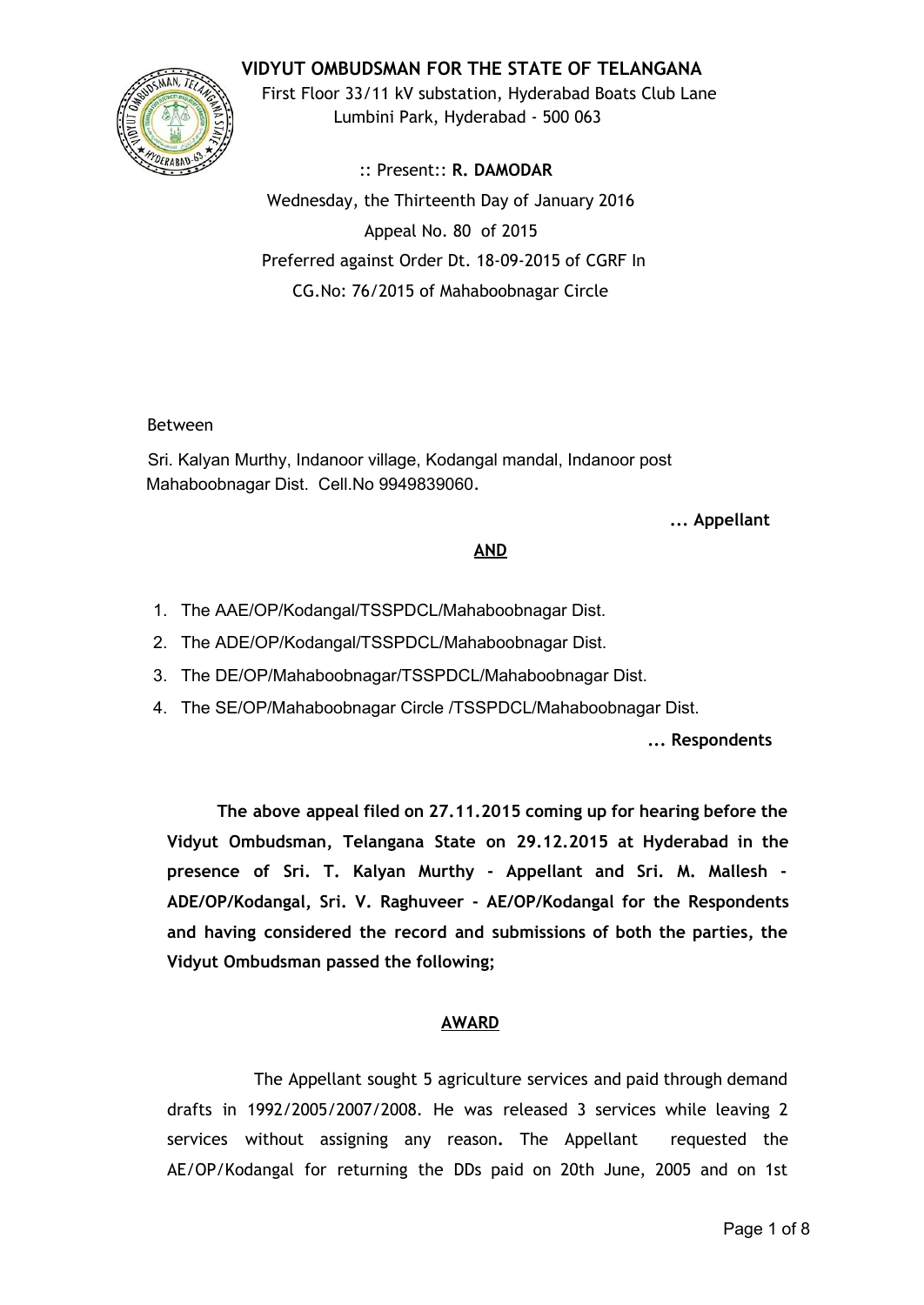# VIDYUT OMBUDSMAN FOR THE STATE OF TELANGANA

First Floor 33/11 kV substation, Hyderabad Boats Club Lane
Lumbini Park, Hyderabad - 500 063

:: Present:: **R. DAMODAR**

Wednesday, the Thirteenth Day of January 2016

Appeal No. 80 of 2015

Preferred against Order Dt. 18-09-2015 of CGRF In
CG.No: 76/2015 of Mahaboobnagar Circle

Between

Sri. Kalyan Murthy, Indanoor village, Kodangal mandal, Indanoor post
Mahaboobnagar Dist. Cell.No 9949839060.

**... Appellant**

**AND**

1. The AAE/OP/Kodangal/TSSPDCL/Mahaboobnagar Dist.
2. The ADE/OP/Kodangal/TSSPDCL/Mahaboobnagar Dist.
3. The DE/OP/Mahaboobnagar/TSSPDCL/Mahaboobnagar Dist.
4. The SE/OP/Mahaboobnagar Circle /TSSPDCL/Mahaboobnagar Dist.

**... Respondents**

**The above appeal filed on 27.11.2015 coming up for hearing before the Vidyut Ombudsman, Telangana State on 29.12.2015 at Hyderabad in the presence of Sri. T. Kalyan Murthy - Appellant and Sri. M. Mallesh - ADE/OP/Kodangal, Sri. V. Raghuveer - AE/OP/Kodangal for the Respondents and having considered the record and submissions of both the parties, the Vidyut Ombudsman passed the following;**

**AWARD**

The Appellant sought 5 agriculture services and paid through demand drafts in 1992/2005/2007/2008. He was released 3 services while leaving 2 services without assigning any reason**.** The Appellant requested the AE/OP/Kodangal for returning the DDs paid on 20th June, 2005 and on 1st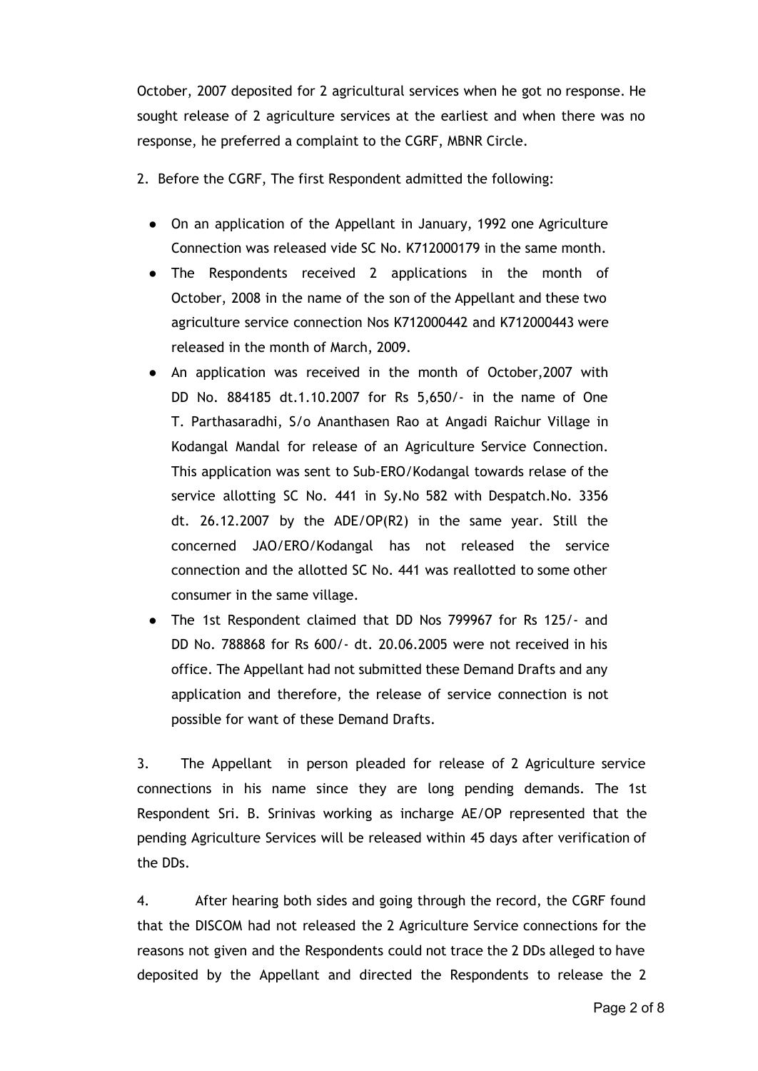October, 2007 deposited for 2 agricultural services when he got no response. He sought release of 2 agriculture services at the earliest and when there was no response, he preferred a complaint to the CGRF, MBNR Circle.

2. Before the CGRF, The first Respondent admitted the following:

- On an application of the Appellant in January, 1992 one Agriculture Connection was released vide SC No. K712000179 in the same month.
- The Respondents received 2 applications in the month of October, 2008 in the name of the son of the Appellant and these two agriculture service connection Nos K712000442 and K712000443 were released in the month of March, 2009.
- An application was received in the month of October,2007 with DD No. 884185 dt.1.10.2007 for Rs 5,650/- in the name of One T. Parthasaradhi, S/o Ananthasen Rao at Angadi Raichur Village in Kodangal Mandal for release of an Agriculture Service Connection. This application was sent to Sub-ERO/Kodangal towards relase of the service allotting SC No. 441 in Sy.No 582 with Despatch.No. 3356 dt. 26.12.2007 by the ADE/OP(R2) in the same year. Still the concerned JAO/ERO/Kodangal has not released the service connection and the allotted SC No. 441 was reallotted to some other consumer in the same village.
- The 1st Respondent claimed that DD Nos 799967 for Rs 125/- and DD No. 788868 for Rs 600/- dt. 20.06.2005 were not received in his office. The Appellant had not submitted these Demand Drafts and any application and therefore, the release of service connection is not possible for want of these Demand Drafts.

3. The Appellant in person pleaded for release of 2 Agriculture service connections in his name since they are long pending demands. The 1st Respondent Sri. B. Srinivas working as incharge AE/OP represented that the pending Agriculture Services will be released within 45 days after verification of the DDs.

4. After hearing both sides and going through the record, the CGRF found that the DISCOM had not released the 2 Agriculture Service connections for the reasons not given and the Respondents could not trace the 2 DDs alleged to have deposited by the Appellant and directed the Respondents to release the 2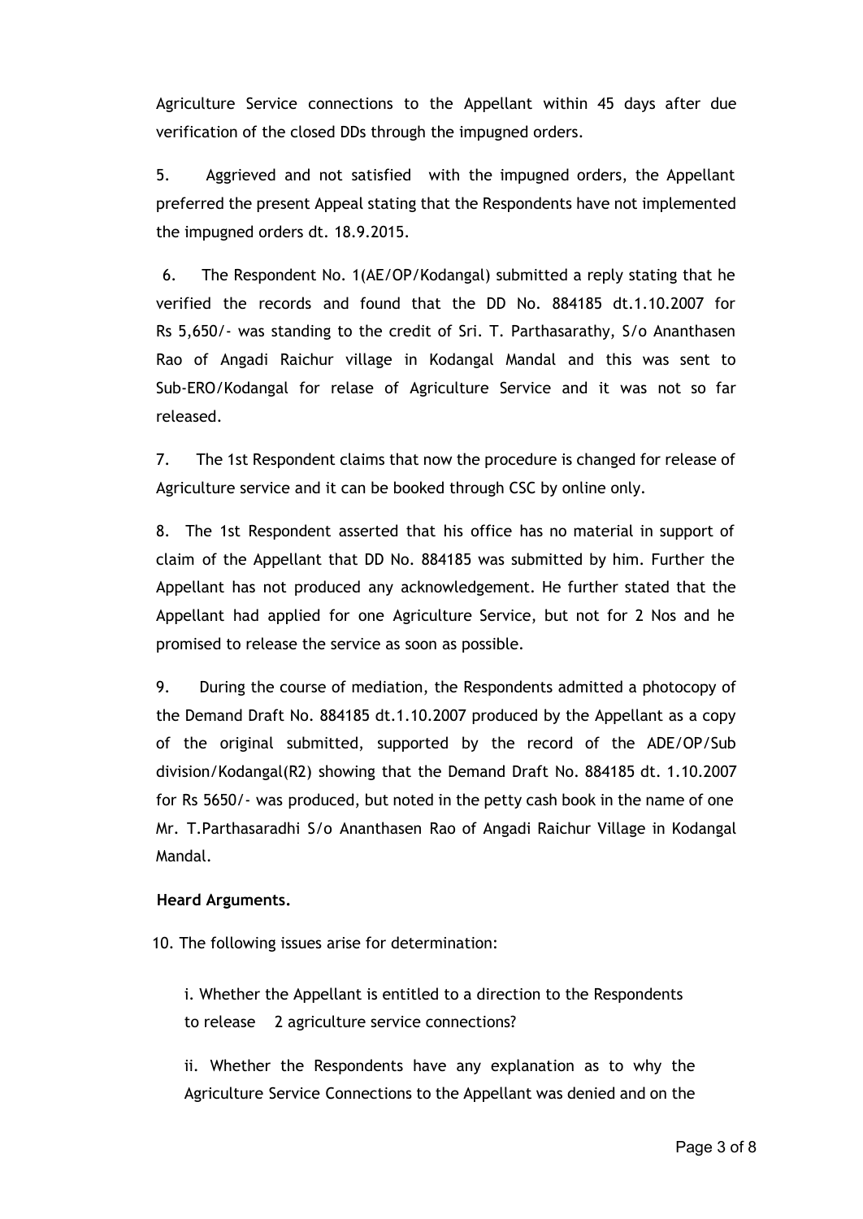Agriculture Service connections to the Appellant within 45 days after due verification of the closed DDs through the impugned orders.

5. Aggrieved and not satisfied with the impugned orders, the Appellant preferred the present Appeal stating that the Respondents have not implemented the impugned orders dt. 18.9.2015.

6. The Respondent No. 1(AE/OP/Kodangal) submitted a reply stating that he verified the records and found that the DD No. 884185 dt.1.10.2007 for Rs 5,650/- was standing to the credit of Sri. T. Parthasarathy, S/o Ananthasen Rao of Angadi Raichur village in Kodangal Mandal and this was sent to Sub-ERO/Kodangal for relase of Agriculture Service and it was not so far released.

7. The 1st Respondent claims that now the procedure is changed for release of Agriculture service and it can be booked through CSC by online only.

8. The 1st Respondent asserted that his office has no material in support of claim of the Appellant that DD No. 884185 was submitted by him. Further the Appellant has not produced any acknowledgement. He further stated that the Appellant had applied for one Agriculture Service, but not for 2 Nos and he promised to release the service as soon as possible.

9. During the course of mediation, the Respondents admitted a photocopy of the Demand Draft No. 884185 dt.1.10.2007 produced by the Appellant as a copy of the original submitted, supported by the record of the ADE/OP/Sub division/Kodangal(R2) showing that the Demand Draft No. 884185 dt. 1.10.2007 for Rs 5650/- was produced, but noted in the petty cash book in the name of one Mr. T.Parthasaradhi S/o Ananthasen Rao of Angadi Raichur Village in Kodangal Mandal.

**Heard Arguments.**

10. The following issues arise for determination:

i. Whether the Appellant is entitled to a direction to the Respondents to release 2 agriculture service connections?

ii. Whether the Respondents have any explanation as to why the Agriculture Service Connections to the Appellant was denied and on the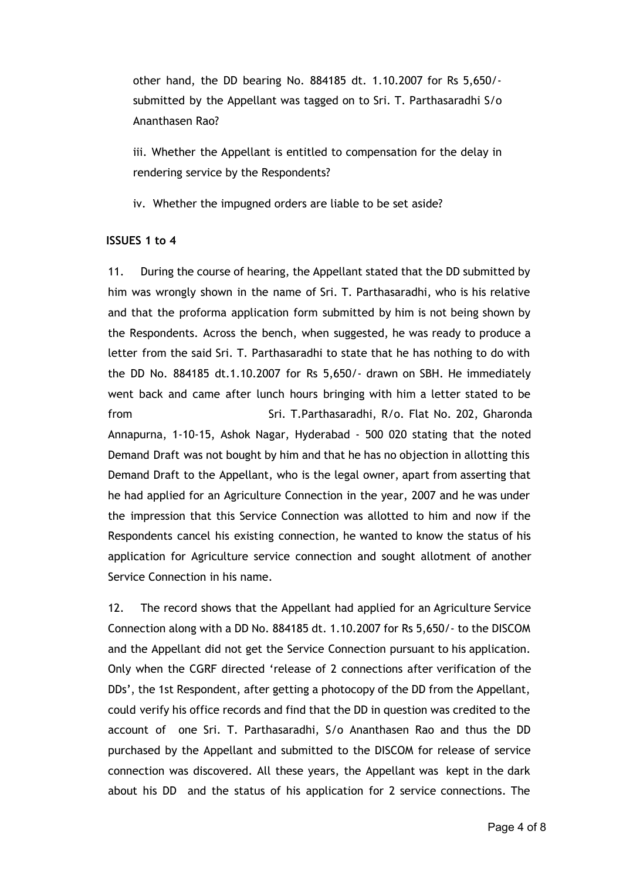other hand, the DD bearing No. 884185 dt. 1.10.2007 for Rs 5,650/- submitted by the Appellant was tagged on to Sri. T. Parthasaradhi S/o Ananthasen Rao?

iii. Whether the Appellant is entitled to compensation for the delay in rendering service by the Respondents?

iv. Whether the impugned orders are liable to be set aside?

**ISSUES 1 to 4**

11. During the course of hearing, the Appellant stated that the DD submitted by him was wrongly shown in the name of Sri. T. Parthasaradhi, who is his relative and that the proforma application form submitted by him is not being shown by the Respondents. Across the bench, when suggested, he was ready to produce a letter from the said Sri. T. Parthasaradhi to state that he has nothing to do with the DD No. 884185 dt.1.10.2007 for Rs 5,650/- drawn on SBH. He immediately went back and came after lunch hours bringing with him a letter stated to be from Sri. T.Parthasaradhi, R/o. Flat No. 202, Gharonda Annapurna, 1-10-15, Ashok Nagar, Hyderabad - 500 020 stating that the noted Demand Draft was not bought by him and that he has no objection in allotting this Demand Draft to the Appellant, who is the legal owner, apart from asserting that he had applied for an Agriculture Connection in the year, 2007 and he was under the impression that this Service Connection was allotted to him and now if the Respondents cancel his existing connection, he wanted to know the status of his application for Agriculture service connection and sought allotment of another Service Connection in his name.

12. The record shows that the Appellant had applied for an Agriculture Service Connection along with a DD No. 884185 dt. 1.10.2007 for Rs 5,650/- to the DISCOM and the Appellant did not get the Service Connection pursuant to his application. Only when the CGRF directed 'release of 2 connections after verification of the DDs', the 1st Respondent, after getting a photocopy of the DD from the Appellant, could verify his office records and find that the DD in question was credited to the account of one Sri. T. Parthasaradhi, S/o Ananthasen Rao and thus the DD purchased by the Appellant and submitted to the DISCOM for release of service connection was discovered. All these years, the Appellant was kept in the dark about his DD and the status of his application for 2 service connections. The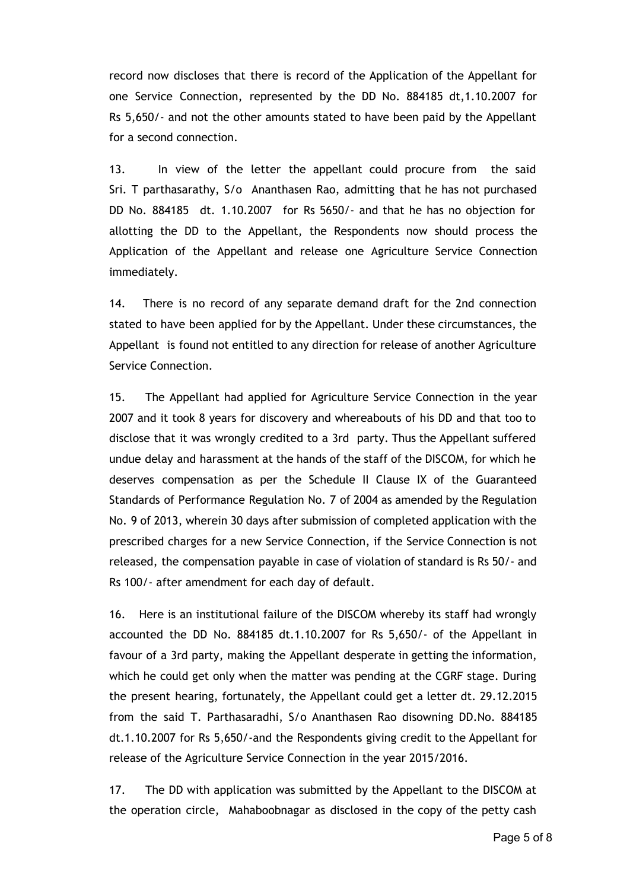record now discloses that there is record of the Application of the Appellant for one Service Connection, represented by the DD No. 884185 dt,1.10.2007 for Rs 5,650/- and not the other amounts stated to have been paid by the Appellant for a second connection.

13. In view of the letter the appellant could procure from the said Sri. T parthasarathy, S/o Ananthasen Rao, admitting that he has not purchased DD No. 884185 dt. 1.10.2007 for Rs 5650/- and that he has no objection for allotting the DD to the Appellant, the Respondents now should process the Application of the Appellant and release one Agriculture Service Connection immediately.

14. There is no record of any separate demand draft for the 2nd connection stated to have been applied for by the Appellant. Under these circumstances, the Appellant is found not entitled to any direction for release of another Agriculture Service Connection.

15. The Appellant had applied for Agriculture Service Connection in the year 2007 and it took 8 years for discovery and whereabouts of his DD and that too to disclose that it was wrongly credited to a 3rd party. Thus the Appellant suffered undue delay and harassment at the hands of the staff of the DISCOM, for which he deserves compensation as per the Schedule II Clause IX of the Guaranteed Standards of Performance Regulation No. 7 of 2004 as amended by the Regulation No. 9 of 2013, wherein 30 days after submission of completed application with the prescribed charges for a new Service Connection, if the Service Connection is not released, the compensation payable in case of violation of standard is Rs 50/- and Rs 100/- after amendment for each day of default.

16. Here is an institutional failure of the DISCOM whereby its staff had wrongly accounted the DD No. 884185 dt.1.10.2007 for Rs 5,650/- of the Appellant in favour of a 3rd party, making the Appellant desperate in getting the information, which he could get only when the matter was pending at the CGRF stage. During the present hearing, fortunately, the Appellant could get a letter dt. 29.12.2015 from the said T. Parthasaradhi, S/o Ananthasen Rao disowning DD.No. 884185 dt.1.10.2007 for Rs 5,650/-and the Respondents giving credit to the Appellant for release of the Agriculture Service Connection in the year 2015/2016.

17. The DD with application was submitted by the Appellant to the DISCOM at the operation circle, Mahaboobnagar as disclosed in the copy of the petty cash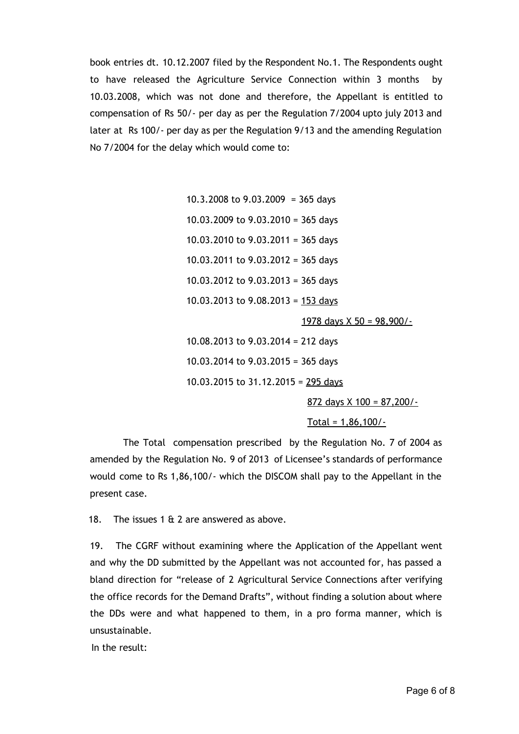book entries dt. 10.12.2007 filed by the Respondent No.1. The Respondents ought to have released the Agriculture Service Connection within 3 months by 10.03.2008, which was not done and therefore, the Appellant is entitled to compensation of Rs 50/- per day as per the Regulation 7/2004 upto july 2013 and later at Rs 100/- per day as per the Regulation 9/13 and the amending Regulation No 7/2004 for the delay which would come to:

10.3.2008 to 9.03.2009 = 365 days
10.03.2009 to 9.03.2010 = 365 days
10.03.2010 to 9.03.2011 = 365 days
10.03.2011 to 9.03.2012 = 365 days
10.03.2012 to 9.03.2013 = 365 days
10.03.2013 to 9.08.2013 = <u>153 days</u>

<u>1978 days X 50 = 98,900/-</u>

10.08.2013 to 9.03.2014 = 212 days
10.03.2014 to 9.03.2015 = 365 days
10.03.2015 to 31.12.2015 = <u>295 days</u>

<u>872 days X 100 = 87,200/-</u>

<u>Total = 1,86,100/-</u>

The Total compensation prescribed by the Regulation No. 7 of 2004 as amended by the Regulation No. 9 of 2013 of Licensee's standards of performance would come to Rs 1,86,100/- which the DISCOM shall pay to the Appellant in the present case.

18. The issues 1 & 2 are answered as above.

19. The CGRF without examining where the Application of the Appellant went and why the DD submitted by the Appellant was not accounted for, has passed a bland direction for "release of 2 Agricultural Service Connections after verifying the office records for the Demand Drafts", without finding a solution about where the DDs were and what happened to them, in a pro forma manner, which is unsustainable.

In the result: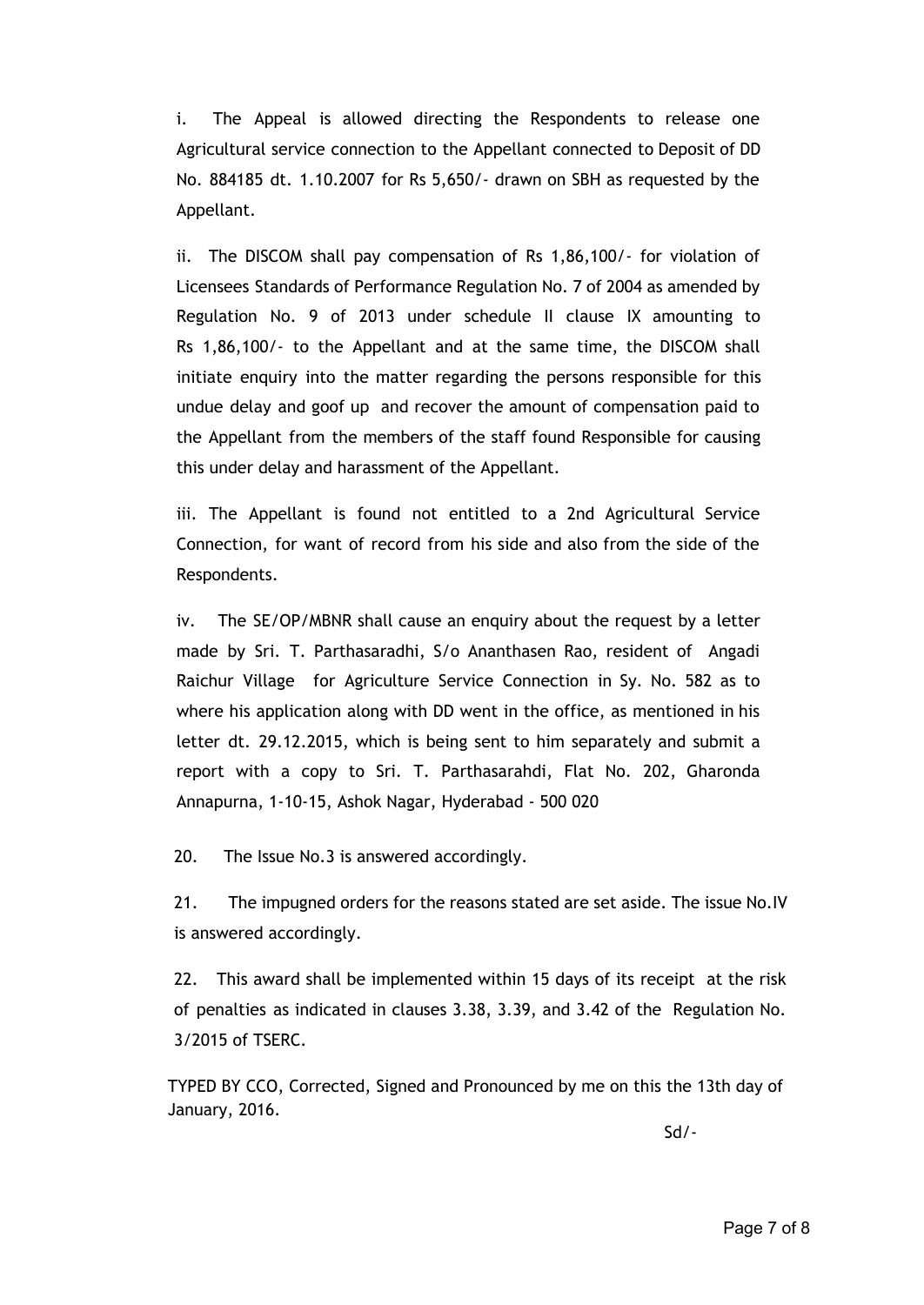i. The Appeal is allowed directing the Respondents to release one Agricultural service connection to the Appellant connected to Deposit of DD No. 884185 dt. 1.10.2007 for Rs 5,650/- drawn on SBH as requested by the Appellant.

ii. The DISCOM shall pay compensation of Rs 1,86,100/- for violation of Licensees Standards of Performance Regulation No. 7 of 2004 as amended by Regulation No. 9 of 2013 under schedule II clause IX amounting to Rs 1,86,100/- to the Appellant and at the same time, the DISCOM shall initiate enquiry into the matter regarding the persons responsible for this undue delay and goof up and recover the amount of compensation paid to the Appellant from the members of the staff found Responsible for causing this under delay and harassment of the Appellant.

iii. The Appellant is found not entitled to a 2nd Agricultural Service Connection, for want of record from his side and also from the side of the Respondents.

iv. The SE/OP/MBNR shall cause an enquiry about the request by a letter made by Sri. T. Parthasaradhi, S/o Ananthasen Rao, resident of Angadi Raichur Village for Agriculture Service Connection in Sy. No. 582 as to where his application along with DD went in the office, as mentioned in his letter dt. 29.12.2015, which is being sent to him separately and submit a report with a copy to Sri. T. Parthasarahdi, Flat No. 202, Gharonda Annapurna, 1-10-15, Ashok Nagar, Hyderabad - 500 020

20. The Issue No.3 is answered accordingly.

21. The impugned orders for the reasons stated are set aside. The issue No.IV is answered accordingly.

22. This award shall be implemented within 15 days of its receipt at the risk of penalties as indicated in clauses 3.38, 3.39, and 3.42 of the Regulation No. 3/2015 of TSERC.

TYPED BY CCO, Corrected, Signed and Pronounced by me on this the 13th day of January, 2016.

Sd/-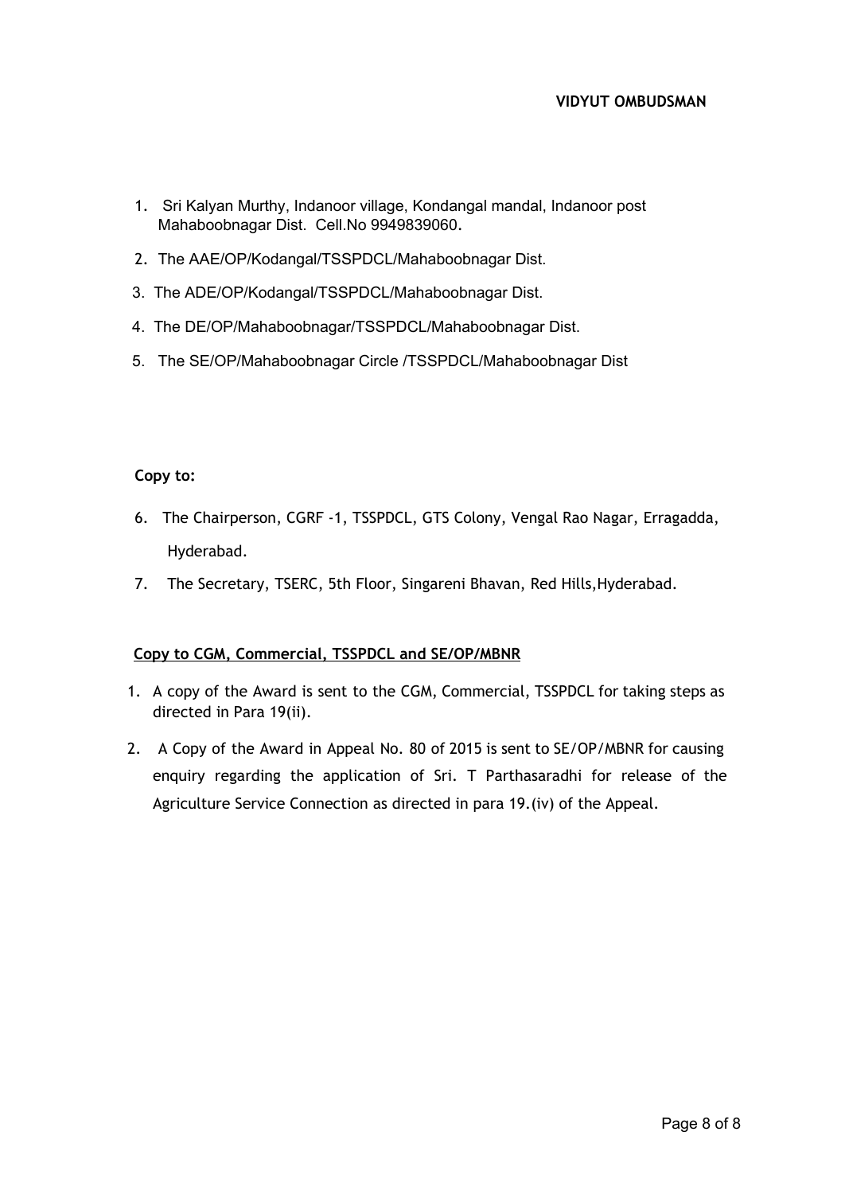**VIDYUT OMBUDSMAN**

1. Sri Kalyan Murthy, Indanoor village, Kondangal mandal, Indanoor post Mahaboobnagar Dist. Cell.No 9949839060.
2. The AAE/OP/Kodangal/TSSPDCL/Mahaboobnagar Dist.
3. The ADE/OP/Kodangal/TSSPDCL/Mahaboobnagar Dist.
4. The DE/OP/Mahaboobnagar/TSSPDCL/Mahaboobnagar Dist.
5. The SE/OP/Mahaboobnagar Circle /TSSPDCL/Mahaboobnagar Dist

**Copy to:**

6. The Chairperson, CGRF -1, TSSPDCL, GTS Colony, Vengal Rao Nagar, Erragadda, Hyderabad.
7. The Secretary, TSERC, 5th Floor, Singareni Bhavan, Red Hills,Hyderabad.

**Copy to CGM, Commercial, TSSPDCL and SE/OP/MBNR**

1. A copy of the Award is sent to the CGM, Commercial, TSSPDCL for taking steps as directed in Para 19(ii).
2. A Copy of the Award in Appeal No. 80 of 2015 is sent to SE/OP/MBNR for causing enquiry regarding the application of Sri. T Parthasaradhi for release of the Agriculture Service Connection as directed in para 19.(iv) of the Appeal.